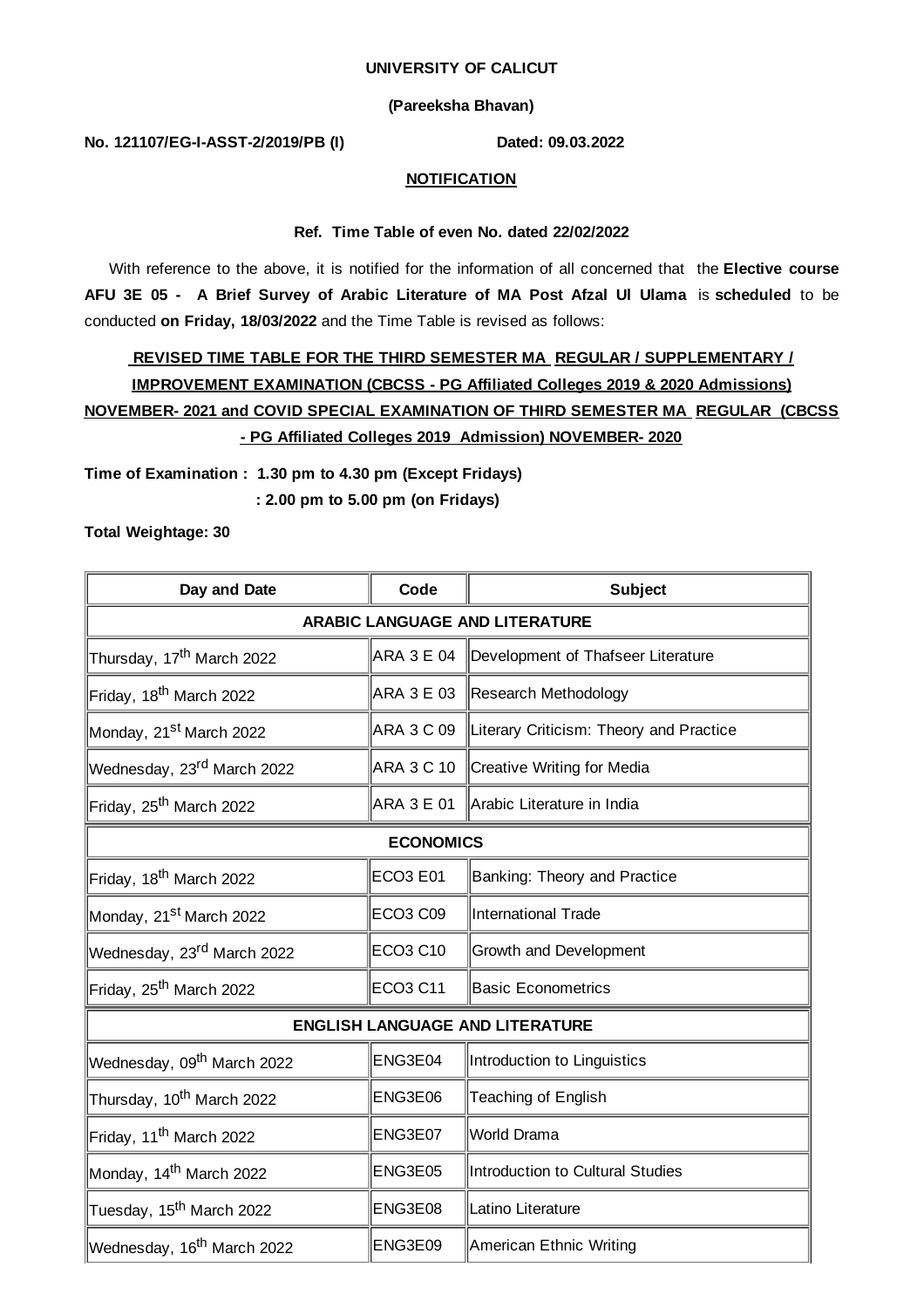**UNIVERSITY OF CALICUT**

**(Pareeksha Bhavan)**

**No. 121107/EG-I-ASST-2/2019/PB (I)** **Dated: 09.03.2022**

**NOTIFICATION**

**Ref. Time Table of even No. dated 22/02/2022**

With reference to the above, it is notified for the information of all concerned that the **Elective course AFU 3E 05 - A Brief Survey of Arabic Literature of MA Post Afzal Ul Ulama** is **scheduled** to be conducted **on Friday, 18/03/2022** and the Time Table is revised as follows:

**REVISED TIME TABLE FOR THE THIRD SEMESTER MA REGULAR / SUPPLEMENTARY / IMPROVEMENT EXAMINATION (CBCSS - PG Affiliated Colleges 2019 & 2020 Admissions) NOVEMBER- 2021 and COVID SPECIAL EXAMINATION OF THIRD SEMESTER MA REGULAR (CBCSS - PG Affiliated Colleges 2019 Admission) NOVEMBER- 2020**

**Time of Examination : 1.30 pm to 4.30 pm (Except Fridays)**

**: 2.00 pm to 5.00 pm (on Fridays)**

**Total Weightage: 30**

| Day and Date | Code | Subject |
|---|---|---|
| **ARABIC LANGUAGE AND LITERATURE** | | |
| Thursday, 17th March 2022 | ARA 3 E 04 | Development of Thafseer Literature |
| Friday, 18th March 2022 | ARA 3 E 03 | Research Methodology |
| Monday, 21st March 2022 | ARA 3 C 09 | Literary Criticism: Theory and Practice |
| Wednesday, 23rd March 2022 | ARA 3 C 10 | Creative Writing for Media |
| Friday, 25th March 2022 | ARA 3 E 01 | Arabic Literature in India |
| **ECONOMICS** | | |
| Friday, 18th March 2022 | ECO3 E01 | Banking: Theory and Practice |
| Monday, 21st March 2022 | ECO3 C09 | International Trade |
| Wednesday, 23rd March 2022 | ECO3 C10 | Growth and Development |
| Friday, 25th March 2022 | ECO3 C11 | Basic Econometrics |
| **ENGLISH LANGUAGE AND LITERATURE** | | |
| Wednesday, 09th March 2022 | ENG3E04 | Introduction to Linguistics |
| Thursday, 10th March 2022 | ENG3E06 | Teaching of English |
| Friday, 11th March 2022 | ENG3E07 | World Drama |
| Monday, 14th March 2022 | ENG3E05 | Introduction to Cultural Studies |
| Tuesday, 15th March 2022 | ENG3E08 | Latino Literature |
| Wednesday, 16th March 2022 | ENG3E09 | American Ethnic Writing |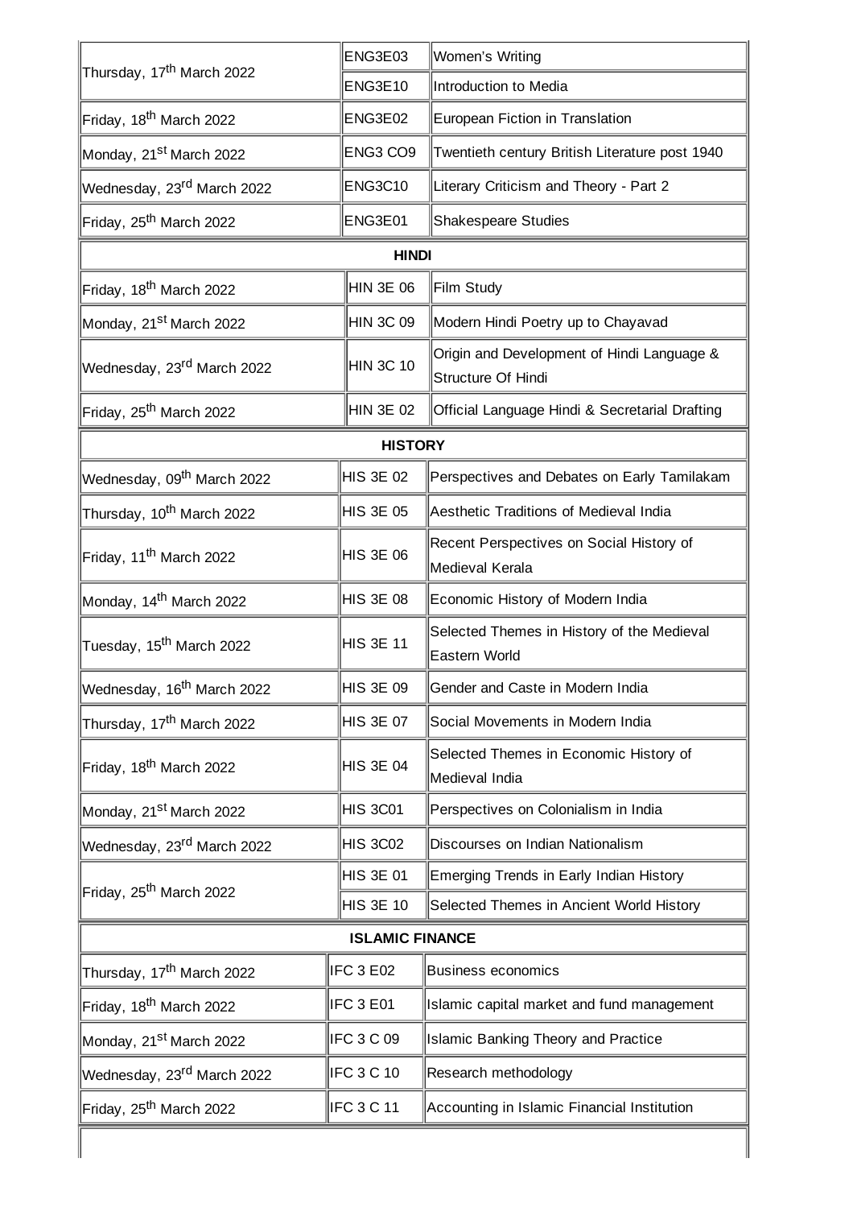| | | |
|---|---|---|
| Thursday, 17th March 2022 | ENG3E03 | Women's Writing |
| | ENG3E10 | Introduction to Media |
| Friday, 18th March 2022 | ENG3E02 | European Fiction in Translation |
| Monday, 21st March 2022 | ENG3 CO9 | Twentieth century British Literature post 1940 |
| Wednesday, 23rd March 2022 | ENG3C10 | Literary Criticism and Theory - Part 2 |
| Friday, 25th March 2022 | ENG3E01 | Shakespeare Studies |
| **HINDI** | | |
| Friday, 18th March 2022 | HIN 3E 06 | Film Study |
| Monday, 21st March 2022 | HIN 3C 09 | Modern Hindi Poetry up to Chayavad |
| Wednesday, 23rd March 2022 | HIN 3C 10 | Origin and Development of Hindi Language & Structure Of Hindi |
| Friday, 25th March 2022 | HIN 3E 02 | Official Language Hindi & Secretarial Drafting |
| **HISTORY** | | |
| Wednesday, 09th March 2022 | HIS 3E 02 | Perspectives and Debates on Early Tamilakam |
| Thursday, 10th March 2022 | HIS 3E 05 | Aesthetic Traditions of Medieval India |
| Friday, 11th March 2022 | HIS 3E 06 | Recent Perspectives on Social History of Medieval Kerala |
| Monday, 14th March 2022 | HIS 3E 08 | Economic History of Modern India |
| Tuesday, 15th March 2022 | HIS 3E 11 | Selected Themes in History of the Medieval Eastern World |
| Wednesday, 16th March 2022 | HIS 3E 09 | Gender and Caste in Modern India |
| Thursday, 17th March 2022 | HIS 3E 07 | Social Movements in Modern India |
| Friday, 18th March 2022 | HIS 3E 04 | Selected Themes in Economic History of Medieval India |
| Monday, 21st March 2022 | HIS 3C01 | Perspectives on Colonialism in India |
| Wednesday, 23rd March 2022 | HIS 3C02 | Discourses on Indian Nationalism |
| Friday, 25th March 2022 | HIS 3E 01 | Emerging Trends in Early Indian History |
| | HIS 3E 10 | Selected Themes in Ancient World History |
| **ISLAMIC FINANCE** | | |
| Thursday, 17th March 2022 | IFC 3 E02 | Business economics |
| Friday, 18th March 2022 | IFC 3 E01 | Islamic capital market and fund management |
| Monday, 21st March 2022 | IFC 3 C 09 | Islamic Banking Theory and Practice |
| Wednesday, 23rd March 2022 | IFC 3 C 10 | Research methodology |
| Friday, 25th March 2022 | IFC 3 C 11 | Accounting in Islamic Financial Institution |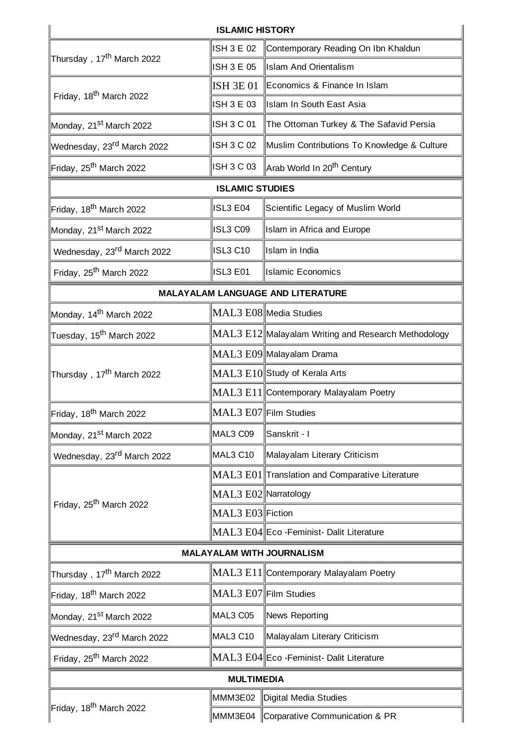| ISLAMIC HISTORY | | |
|---|---|---|
| Thursday , 17th March 2022 | ISH 3 E 02 | Contemporary Reading On Ibn Khaldun |
| | ISH 3 E 05 | Islam And Orientalism |
| Friday, 18th March 2022 | ISH 3E 01 | Economics & Finance In Islam |
| | ISH 3 E 03 | Islam In South East Asia |
| Monday, 21st March 2022 | ISH 3 C 01 | The Ottoman Turkey & The Safavid Persia |
| Wednesday, 23rd March 2022 | ISH 3 C 02 | Muslim Contributions To Knowledge & Culture |
| Friday, 25th March 2022 | ISH 3 C 03 | Arab World In 20th Century |
| **ISLAMIC STUDIES** | | |
| Friday, 18th March 2022 | ISL3 E04 | Scientific Legacy of Muslim World |
| Monday, 21st March 2022 | ISL3 C09 | Islam in Africa and Europe |
| Wednesday, 23rd March 2022 | ISL3 C10 | Islam in India |
| Friday, 25th March 2022 | ISL3 E01 | Islamic Economics |
| **MALAYALAM LANGUAGE AND LITERATURE** | | |
| Monday, 14th March 2022 | MAL3 E08 | Media Studies |
| Tuesday, 15th March 2022 | MAL3 E12 | Malayalam Writing and Research Methodology |
| Thursday , 17th March 2022 | MAL3 E09 | Malayalam Drama |
| | MAL3 E10 | Study of Kerala Arts |
| | MAL3 E11 | Contemporary Malayalam Poetry |
| Friday, 18th March 2022 | MAL3 E07 | Film Studies |
| Monday, 21st March 2022 | MAL3 C09 | Sanskrit - I |
| Wednesday, 23rd March 2022 | MAL3 C10 | Malayalam Literary Criticism |
| Friday, 25th March 2022 | MAL3 E01 | Translation and Comparative Literature |
| | MAL3 E02 | Narratology |
| | MAL3 E03 | Fiction |
| | MAL3 E04 | Eco -Feminist- Dalit Literature |
| **MALAYALAM WITH JOURNALISM** | | |
| Thursday , 17th March 2022 | MAL3 E11 | Contemporary Malayalam Poetry |
| Friday, 18th March 2022 | MAL3 E07 | Film Studies |
| Monday, 21st March 2022 | MAL3 C05 | News Reporting |
| Wednesday, 23rd March 2022 | MAL3 C10 | Malayalam Literary Criticism |
| Friday, 25th March 2022 | MAL3 E04 | Eco -Feminist- Dalit Literature |
| **MULTIMEDIA** | | |
| Friday, 18th March 2022 | MMM3E02 | Digital Media Studies |
| | MMM3E04 | Corparative Communication & PR |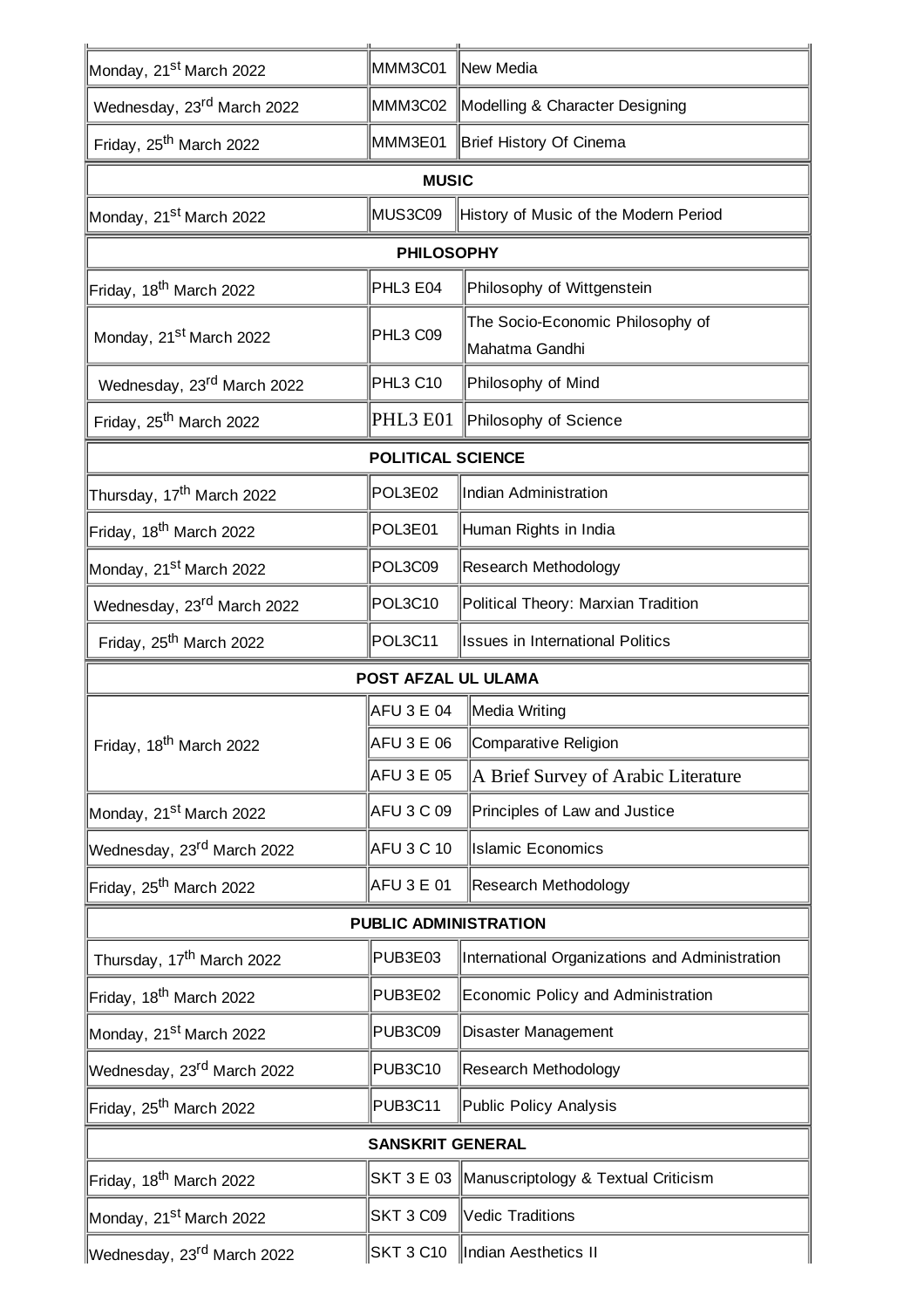| | | |
|---|---|---|
| Monday, 21st March 2022 | MMM3C01 | New Media |
| Wednesday, 23rd March 2022 | MMM3C02 | Modelling & Character Designing |
| Friday, 25th March 2022 | MMM3E01 | Brief History Of Cinema |
| **MUSIC** | | |
| Monday, 21st March 2022 | MUS3C09 | History of Music of the Modern Period |
| **PHILOSOPHY** | | |
| Friday, 18th March 2022 | PHL3 E04 | Philosophy of Wittgenstein |
| Monday, 21st March 2022 | PHL3 C09 | The Socio-Economic Philosophy of Mahatma Gandhi |
| Wednesday, 23rd March 2022 | PHL3 C10 | Philosophy of Mind |
| Friday, 25th March 2022 | PHL3 E01 | Philosophy of Science |
| **POLITICAL SCIENCE** | | |
| Thursday, 17th March 2022 | POL3E02 | Indian Administration |
| Friday, 18th March 2022 | POL3E01 | Human Rights in India |
| Monday, 21st March 2022 | POL3C09 | Research Methodology |
| Wednesday, 23rd March 2022 | POL3C10 | Political Theory: Marxian Tradition |
| Friday, 25th March 2022 | POL3C11 | Issues in International Politics |
| **POST AFZAL UL ULAMA** | | |
| Friday, 18th March 2022 | AFU 3 E 04 | Media Writing |
| | AFU 3 E 06 | Comparative Religion |
| | AFU 3 E 05 | A Brief Survey of Arabic Literature |
| Monday, 21st March 2022 | AFU 3 C 09 | Principles of Law and Justice |
| Wednesday, 23rd March 2022 | AFU 3 C 10 | Islamic Economics |
| Friday, 25th March 2022 | AFU 3 E 01 | Research Methodology |
| **PUBLIC ADMINISTRATION** | | |
| Thursday, 17th March 2022 | PUB3E03 | International Organizations and Administration |
| Friday, 18th March 2022 | PUB3E02 | Economic Policy and Administration |
| Monday, 21st March 2022 | PUB3C09 | Disaster Management |
| Wednesday, 23rd March 2022 | PUB3C10 | Research Methodology |
| Friday, 25th March 2022 | PUB3C11 | Public Policy Analysis |
| **SANSKRIT GENERAL** | | |
| Friday, 18th March 2022 | SKT 3 E 03 | Manuscriptology & Textual Criticism |
| Monday, 21st March 2022 | SKT 3 C09 | Vedic Traditions |
| Wednesday, 23rd March 2022 | SKT 3 C10 | Indian Aesthetics II |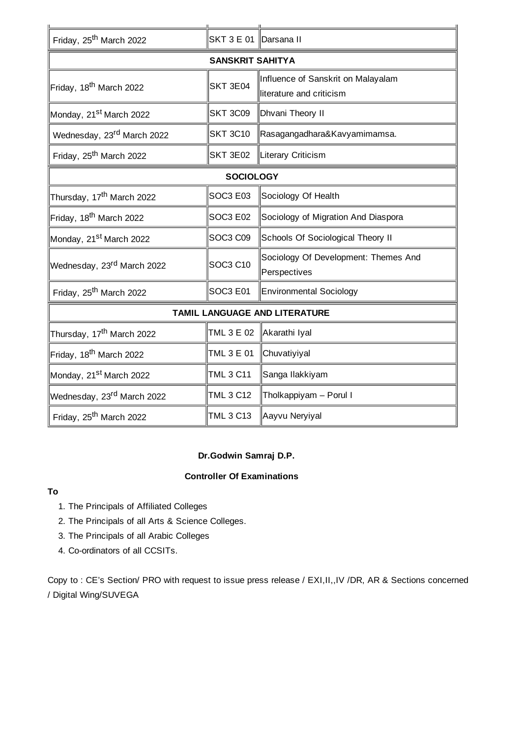| | | |
|---|---|---|
| Friday, 25th March 2022 | SKT 3 E 01 | Darsana II |
| **SANSKRIT SAHITYA** | | |
| Friday, 18th March 2022 | SKT 3E04 | Influence of Sanskrit on Malayalam literature and criticism |
| Monday, 21st March 2022 | SKT 3C09 | Dhvani Theory II |
| Wednesday, 23rd March 2022 | SKT 3C10 | Rasagangadhara&Kavyamimamsa. |
| Friday, 25th March 2022 | SKT 3E02 | Literary Criticism |
| **SOCIOLOGY** | | |
| Thursday, 17th March 2022 | SOC3 E03 | Sociology Of Health |
| Friday, 18th March 2022 | SOC3 E02 | Sociology of Migration And Diaspora |
| Monday, 21st March 2022 | SOC3 C09 | Schools Of Sociological Theory II |
| Wednesday, 23rd March 2022 | SOC3 C10 | Sociology Of Development: Themes And Perspectives |
| Friday, 25th March 2022 | SOC3 E01 | Environmental Sociology |
| **TAMIL LANGUAGE AND LITERATURE** | | |
| Thursday, 17th March 2022 | TML 3 E 02 | Akarathi Iyal |
| Friday, 18th March 2022 | TML 3 E 01 | Chuvatiyiyal |
| Monday, 21st March 2022 | TML 3 C11 | Sanga Ilakkiyam |
| Wednesday, 23rd March 2022 | TML 3 C12 | Tholkappiyam – Porul I |
| Friday, 25th March 2022 | TML 3 C13 | Aayvu Neryiyal |

**Dr.Godwin Samraj D.P.**

**Controller Of Examinations**

**To**

1. The Principals of Affiliated Colleges
2. The Principals of all Arts & Science Colleges.
3. The Principals of all Arabic Colleges
4. Co-ordinators of all CCSITs.

Copy to : CE's Section/ PRO with request to issue press release / EXI,II,,IV /DR, AR & Sections concerned / Digital Wing/SUVEGA